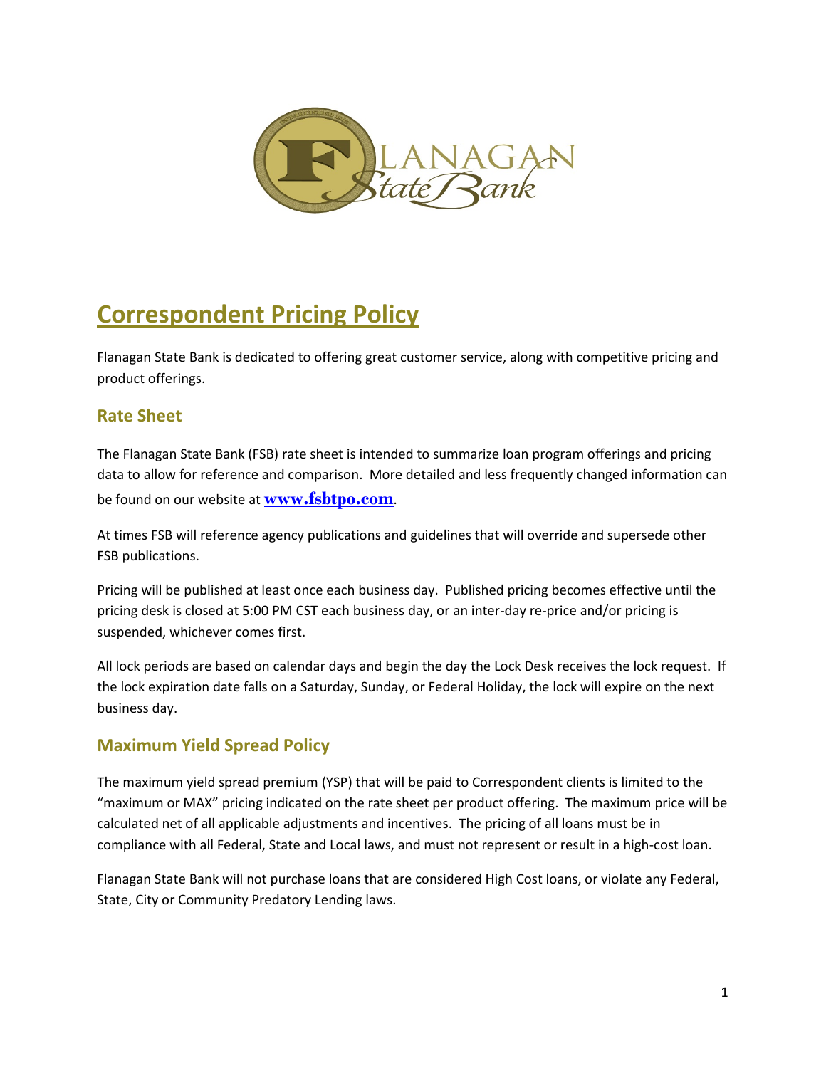# Correspondent Pricing Policy

Flanagan State Bank is dedicated to offering great customer service, along with competitive pricing and product offerings.

## Rate Sheet

The Flanagan State Bank (FSB) rate sheet is intended to summarize loan program offerings and pricing data to allow for reference and comparison. More detailed and less frequently changed information can be found on our website at **www.fsbtpo.com**.

At times FSB will reference agency publications and guidelines that will override and supersede other FSB publications.

Pricing will be published at least once each business day. Published pricing becomes effective until the pricing desk is closed at 5:00 PM CST each business day, or an inter-day re-price and/or pricing is suspended, whichever comes first.

All lock periods are based on calendar days and begin the day the Lock Desk receives the lock request. If the lock expiration date falls on a Saturday, Sunday, or Federal Holiday, the lock will expire on the next business day.

## Maximum Yield Spread Policy

The maximum yield spread premium (YSP) that will be paid to Correspondent clients is limited to the "maximum or MAX" pricing indicated on the rate sheet per product offering. The maximum price will be calculated net of all applicable adjustments and incentives. The pricing of all loans must be in compliance with all Federal, State and Local laws, and must not represent or result in a high-cost loan.

Flanagan State Bank will not purchase loans that are considered High Cost loans, or violate any Federal, State, City or Community Predatory Lending laws.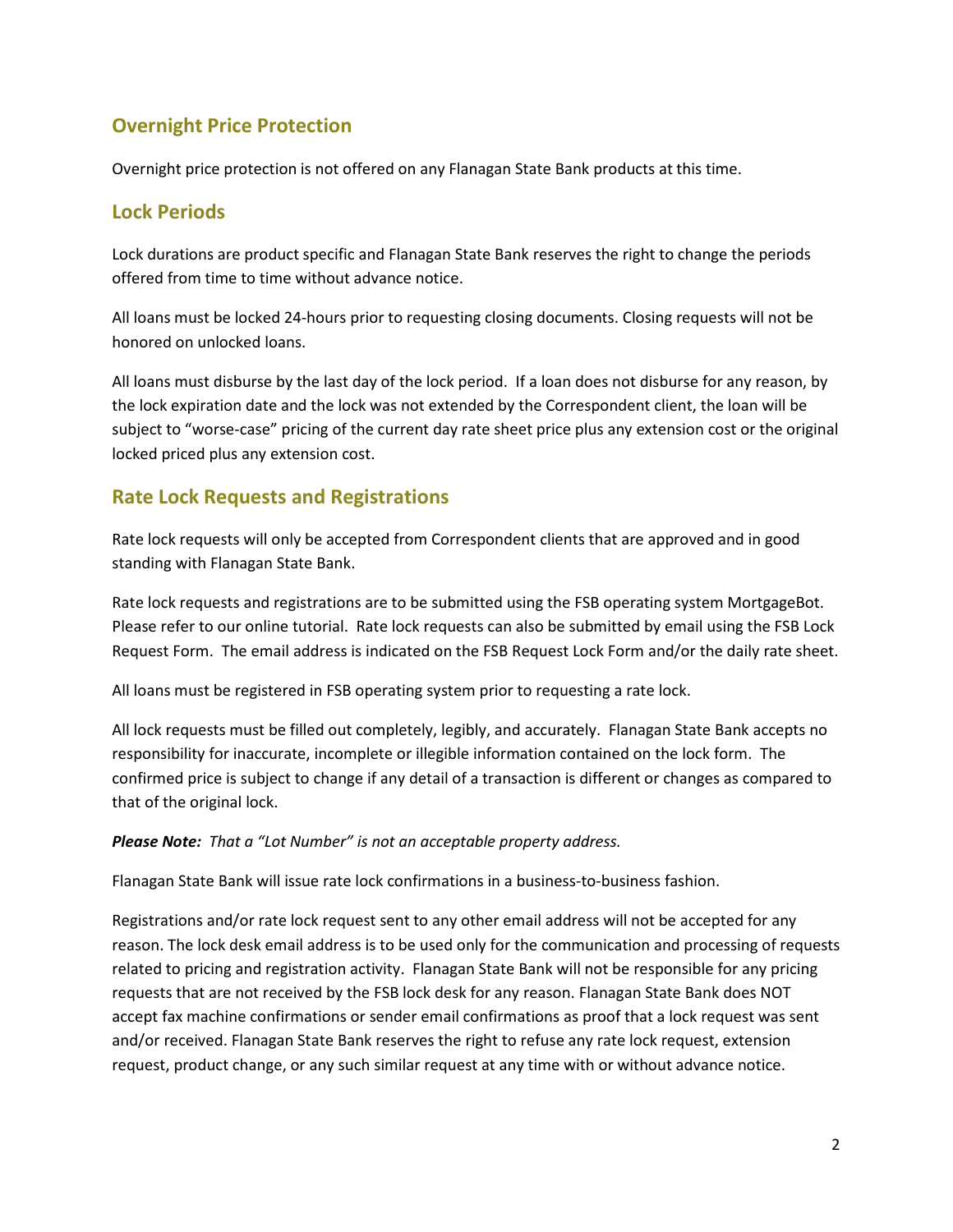## Overnight Price Protection

Overnight price protection is not offered on any Flanagan State Bank products at this time.

## Lock Periods

Lock durations are product specific and Flanagan State Bank reserves the right to change the periods offered from time to time without advance notice.

All loans must be locked 24-hours prior to requesting closing documents. Closing requests will not be honored on unlocked loans.

All loans must disburse by the last day of the lock period. If a loan does not disburse for any reason, by the lock expiration date and the lock was not extended by the Correspondent client, the loan will be subject to "worse-case" pricing of the current day rate sheet price plus any extension cost or the original locked priced plus any extension cost.

## Rate Lock Requests and Registrations

Rate lock requests will only be accepted from Correspondent clients that are approved and in good standing with Flanagan State Bank.

Rate lock requests and registrations are to be submitted using the FSB operating system MortgageBot. Please refer to our online tutorial. Rate lock requests can also be submitted by email using the FSB Lock Request Form. The email address is indicated on the FSB Request Lock Form and/or the daily rate sheet.

All loans must be registered in FSB operating system prior to requesting a rate lock.

All lock requests must be filled out completely, legibly, and accurately. Flanagan State Bank accepts no responsibility for inaccurate, incomplete or illegible information contained on the lock form. The confirmed price is subject to change if any detail of a transaction is different or changes as compared to that of the original lock.

***Please Note:*** *That a "Lot Number" is not an acceptable property address.*

Flanagan State Bank will issue rate lock confirmations in a business-to-business fashion.

Registrations and/or rate lock request sent to any other email address will not be accepted for any reason. The lock desk email address is to be used only for the communication and processing of requests related to pricing and registration activity. Flanagan State Bank will not be responsible for any pricing requests that are not received by the FSB lock desk for any reason. Flanagan State Bank does NOT accept fax machine confirmations or sender email confirmations as proof that a lock request was sent and/or received. Flanagan State Bank reserves the right to refuse any rate lock request, extension request, product change, or any such similar request at any time with or without advance notice.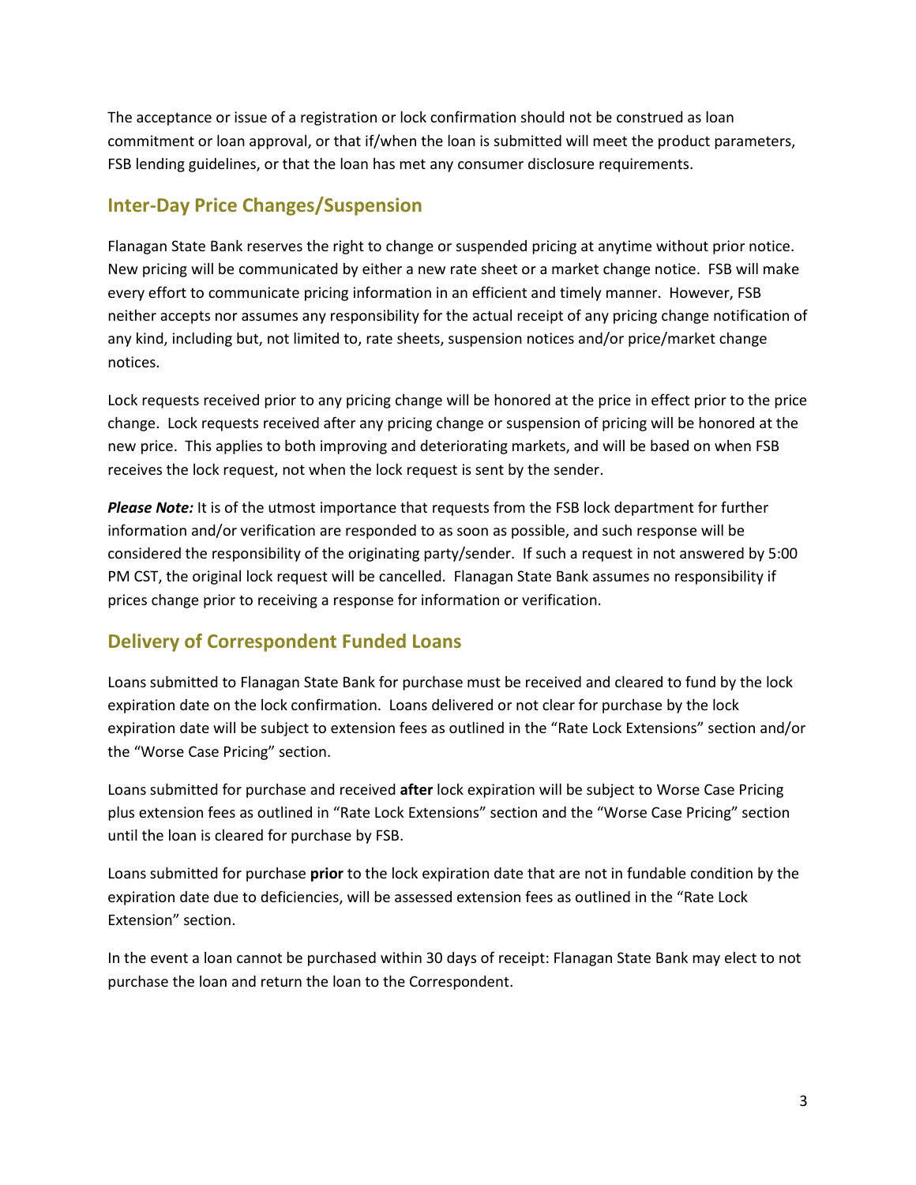The acceptance or issue of a registration or lock confirmation should not be construed as loan commitment or loan approval, or that if/when the loan is submitted will meet the product parameters, FSB lending guidelines, or that the loan has met any consumer disclosure requirements.

## Inter-Day Price Changes/Suspension

Flanagan State Bank reserves the right to change or suspended pricing at anytime without prior notice. New pricing will be communicated by either a new rate sheet or a market change notice. FSB will make every effort to communicate pricing information in an efficient and timely manner. However, FSB neither accepts nor assumes any responsibility for the actual receipt of any pricing change notification of any kind, including but, not limited to, rate sheets, suspension notices and/or price/market change notices.

Lock requests received prior to any pricing change will be honored at the price in effect prior to the price change. Lock requests received after any pricing change or suspension of pricing will be honored at the new price. This applies to both improving and deteriorating markets, and will be based on when FSB receives the lock request, not when the lock request is sent by the sender.

***Please Note:*** It is of the utmost importance that requests from the FSB lock department for further information and/or verification are responded to as soon as possible, and such response will be considered the responsibility of the originating party/sender. If such a request in not answered by 5:00 PM CST, the original lock request will be cancelled. Flanagan State Bank assumes no responsibility if prices change prior to receiving a response for information or verification.

## Delivery of Correspondent Funded Loans

Loans submitted to Flanagan State Bank for purchase must be received and cleared to fund by the lock expiration date on the lock confirmation. Loans delivered or not clear for purchase by the lock expiration date will be subject to extension fees as outlined in the "Rate Lock Extensions" section and/or the "Worse Case Pricing" section.

Loans submitted for purchase and received **after** lock expiration will be subject to Worse Case Pricing plus extension fees as outlined in "Rate Lock Extensions" section and the "Worse Case Pricing" section until the loan is cleared for purchase by FSB.

Loans submitted for purchase **prior** to the lock expiration date that are not in fundable condition by the expiration date due to deficiencies, will be assessed extension fees as outlined in the "Rate Lock Extension" section.

In the event a loan cannot be purchased within 30 days of receipt: Flanagan State Bank may elect to not purchase the loan and return the loan to the Correspondent.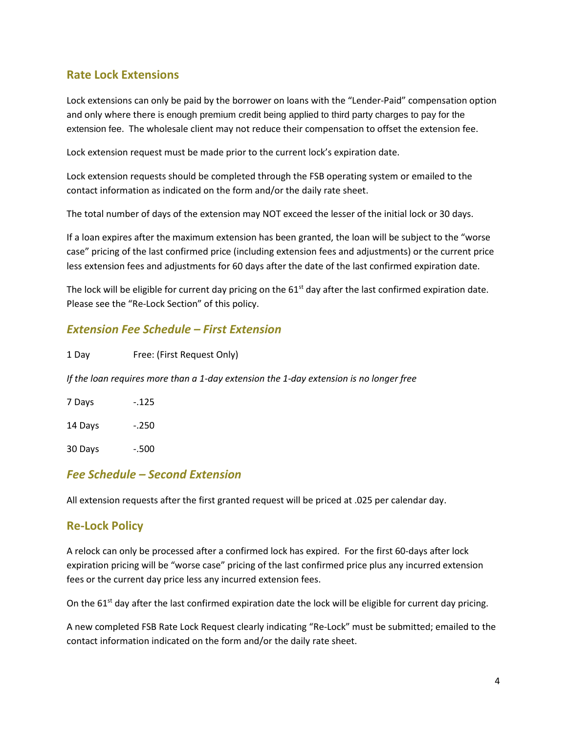## Rate Lock Extensions

Lock extensions can only be paid by the borrower on loans with the "Lender-Paid" compensation option and only where there is enough premium credit being applied to third party charges to pay for the extension fee. The wholesale client may not reduce their compensation to offset the extension fee.

Lock extension request must be made prior to the current lock's expiration date.

Lock extension requests should be completed through the FSB operating system or emailed to the contact information as indicated on the form and/or the daily rate sheet.

The total number of days of the extension may NOT exceed the lesser of the initial lock or 30 days.

If a loan expires after the maximum extension has been granted, the loan will be subject to the "worse case" pricing of the last confirmed price (including extension fees and adjustments) or the current price less extension fees and adjustments for 60 days after the date of the last confirmed expiration date.

The lock will be eligible for current day pricing on the 61st day after the last confirmed expiration date. Please see the "Re-Lock Section" of this policy.

### *Extension Fee Schedule – First Extension*

1 Day Free: (First Request Only)

*If the loan requires more than a 1-day extension the 1-day extension is no longer free*

7 Days -.125

14 Days -.250

30 Days -.500

### *Fee Schedule – Second Extension*

All extension requests after the first granted request will be priced at .025 per calendar day.

## Re-Lock Policy

A relock can only be processed after a confirmed lock has expired. For the first 60-days after lock expiration pricing will be "worse case" pricing of the last confirmed price plus any incurred extension fees or the current day price less any incurred extension fees.

On the 61st day after the last confirmed expiration date the lock will be eligible for current day pricing.

A new completed FSB Rate Lock Request clearly indicating "Re-Lock" must be submitted; emailed to the contact information indicated on the form and/or the daily rate sheet.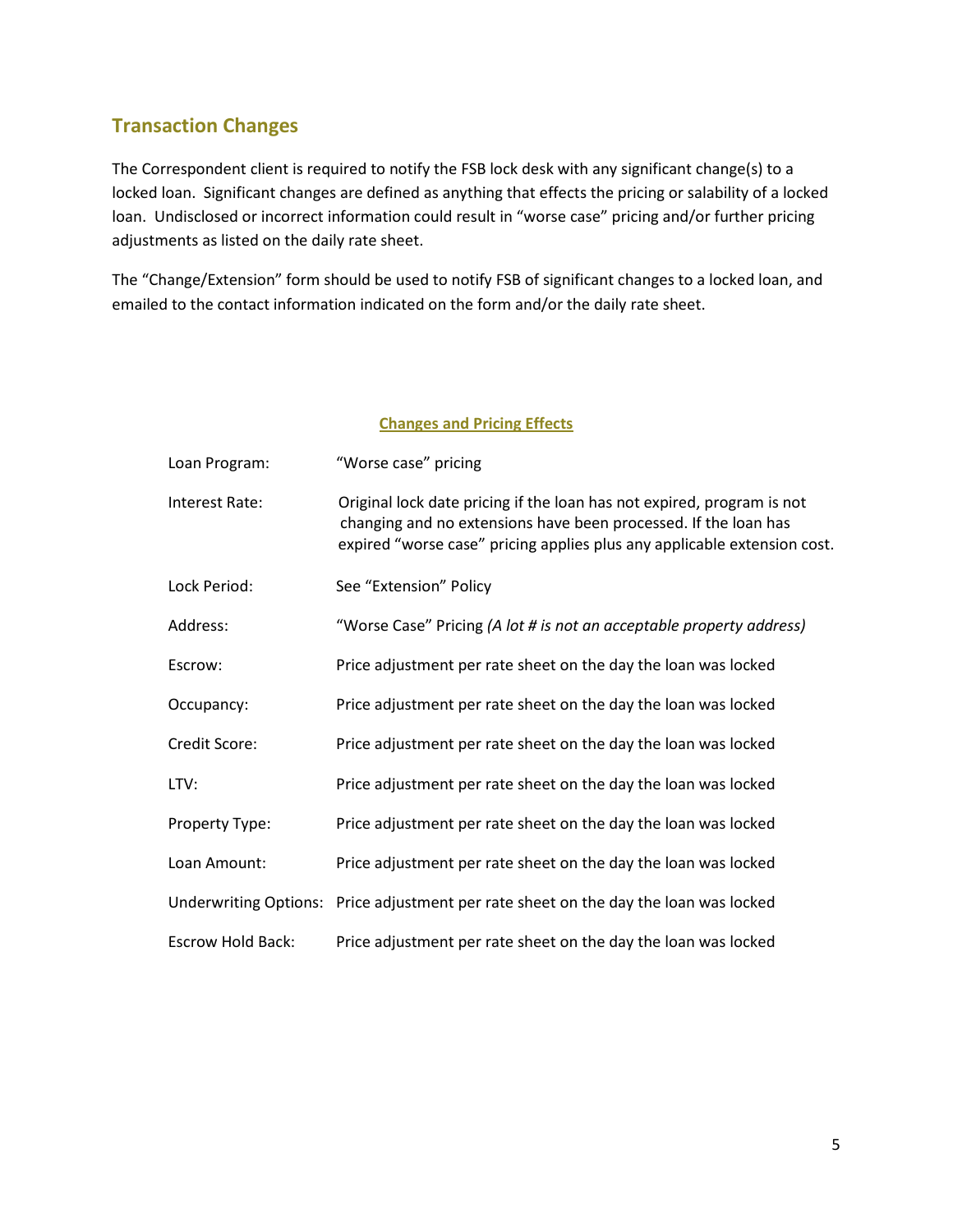## Transaction Changes

The Correspondent client is required to notify the FSB lock desk with any significant change(s) to a locked loan. Significant changes are defined as anything that effects the pricing or salability of a locked loan. Undisclosed or incorrect information could result in "worse case" pricing and/or further pricing adjustments as listed on the daily rate sheet.

The "Change/Extension" form should be used to notify FSB of significant changes to a locked loan, and emailed to the contact information indicated on the form and/or the daily rate sheet.

**Changes and Pricing Effects**

| | |
|---|---|
| Loan Program: | "Worse case" pricing |
| Interest Rate: | Original lock date pricing if the loan has not expired, program is not changing and no extensions have been processed. If the loan has expired "worse case" pricing applies plus any applicable extension cost. |
| Lock Period: | See "Extension" Policy |
| Address: | "Worse Case" Pricing *(A lot # is not an acceptable property address)* |
| Escrow: | Price adjustment per rate sheet on the day the loan was locked |
| Occupancy: | Price adjustment per rate sheet on the day the loan was locked |
| Credit Score: | Price adjustment per rate sheet on the day the loan was locked |
| LTV: | Price adjustment per rate sheet on the day the loan was locked |
| Property Type: | Price adjustment per rate sheet on the day the loan was locked |
| Loan Amount: | Price adjustment per rate sheet on the day the loan was locked |
| Underwriting Options: | Price adjustment per rate sheet on the day the loan was locked |
| Escrow Hold Back: | Price adjustment per rate sheet on the day the loan was locked |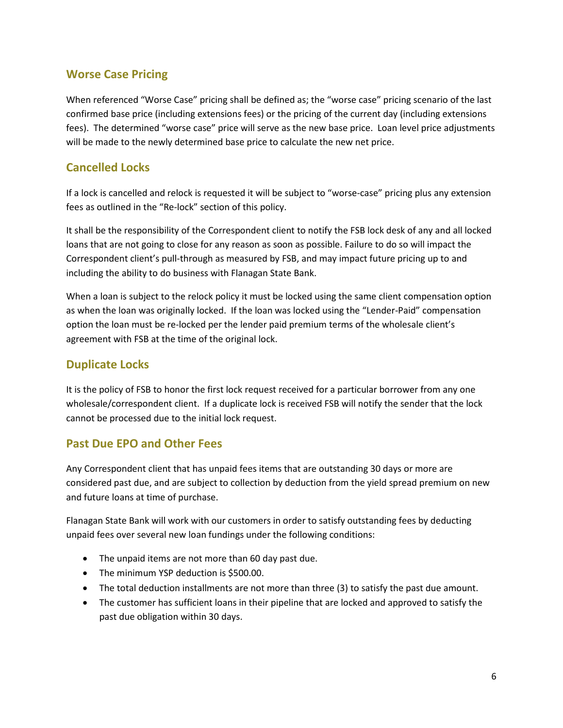## Worse Case Pricing

When referenced "Worse Case" pricing shall be defined as; the "worse case" pricing scenario of the last confirmed base price (including extensions fees) or the pricing of the current day (including extensions fees). The determined "worse case" price will serve as the new base price. Loan level price adjustments will be made to the newly determined base price to calculate the new net price.

## Cancelled Locks

If a lock is cancelled and relock is requested it will be subject to "worse-case" pricing plus any extension fees as outlined in the "Re-lock" section of this policy.

It shall be the responsibility of the Correspondent client to notify the FSB lock desk of any and all locked loans that are not going to close for any reason as soon as possible. Failure to do so will impact the Correspondent client's pull-through as measured by FSB, and may impact future pricing up to and including the ability to do business with Flanagan State Bank.

When a loan is subject to the relock policy it must be locked using the same client compensation option as when the loan was originally locked. If the loan was locked using the "Lender-Paid" compensation option the loan must be re-locked per the lender paid premium terms of the wholesale client's agreement with FSB at the time of the original lock.

## Duplicate Locks

It is the policy of FSB to honor the first lock request received for a particular borrower from any one wholesale/correspondent client. If a duplicate lock is received FSB will notify the sender that the lock cannot be processed due to the initial lock request.

## Past Due EPO and Other Fees

Any Correspondent client that has unpaid fees items that are outstanding 30 days or more are considered past due, and are subject to collection by deduction from the yield spread premium on new and future loans at time of purchase.

Flanagan State Bank will work with our customers in order to satisfy outstanding fees by deducting unpaid fees over several new loan fundings under the following conditions:

- The unpaid items are not more than 60 day past due.
- The minimum YSP deduction is $500.00.
- The total deduction installments are not more than three (3) to satisfy the past due amount.
- The customer has sufficient loans in their pipeline that are locked and approved to satisfy the past due obligation within 30 days.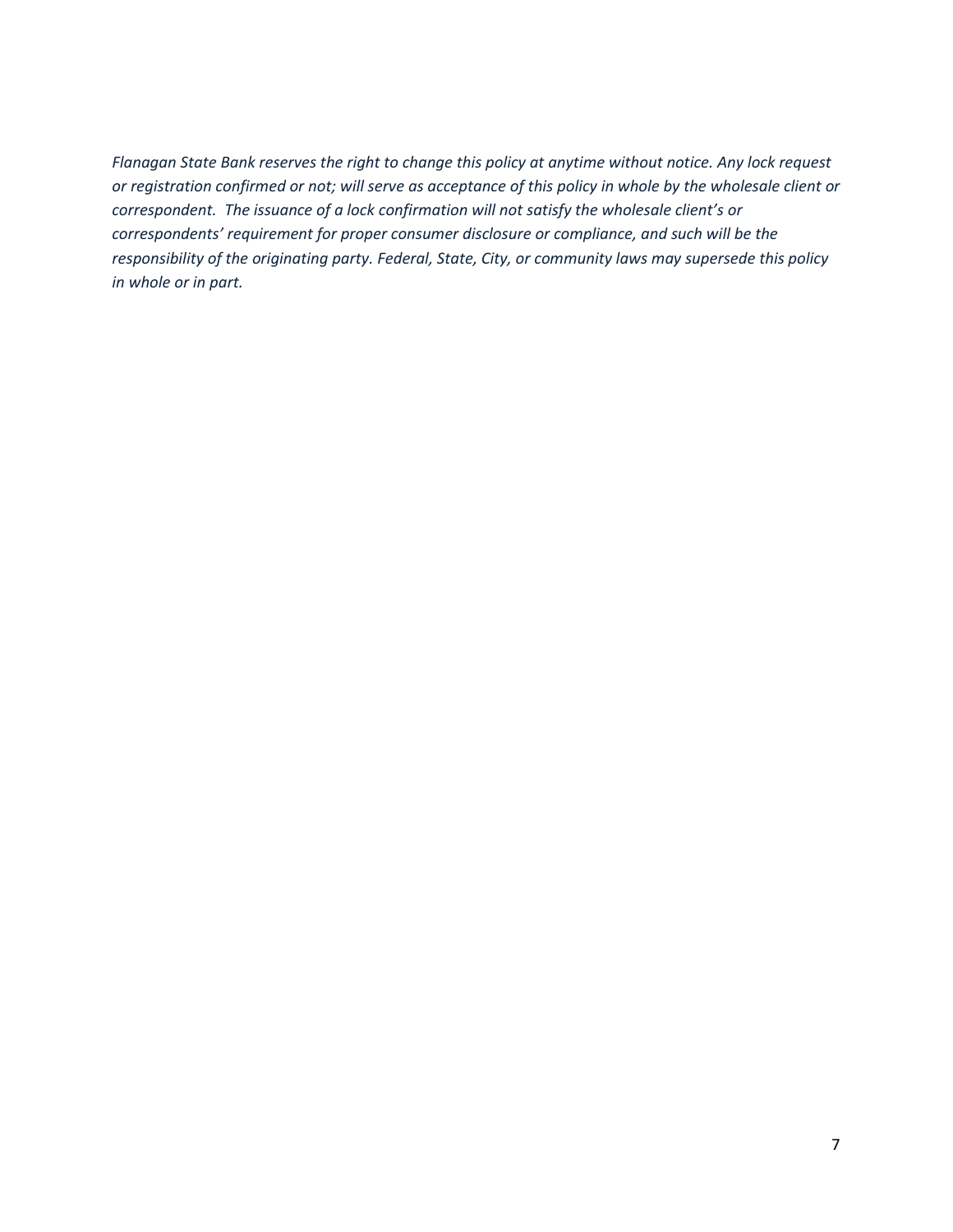*Flanagan State Bank reserves the right to change this policy at anytime without notice. Any lock request or registration confirmed or not; will serve as acceptance of this policy in whole by the wholesale client or correspondent. The issuance of a lock confirmation will not satisfy the wholesale client's or correspondents' requirement for proper consumer disclosure or compliance, and such will be the responsibility of the originating party. Federal, State, City, or community laws may supersede this policy in whole or in part.*